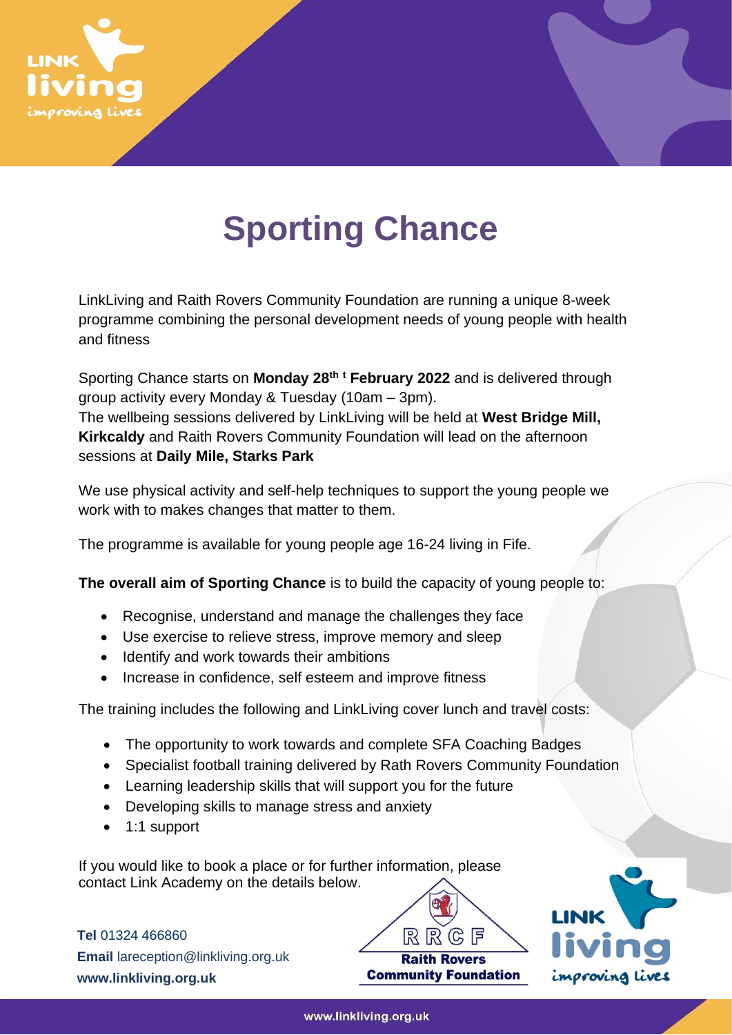# Sporting Chance

LinkLiving and Raith Rovers Community Foundation are running a unique 8-week programme combining the personal development needs of young people with health and fitness

Sporting Chance starts on **Monday 28th t February 2022** and is delivered through group activity every Monday & Tuesday (10am – 3pm).
The wellbeing sessions delivered by LinkLiving will be held at **West Bridge Mill, Kirkcaldy** and Raith Rovers Community Foundation will lead on the afternoon sessions at **Daily Mile, Starks Park**

We use physical activity and self-help techniques to support the young people we work with to makes changes that matter to them.

The programme is available for young people age 16-24 living in Fife.

**The overall aim of Sporting Chance** is to build the capacity of young people to:

- Recognise, understand and manage the challenges they face
- Use exercise to relieve stress, improve memory and sleep
- Identify and work towards their ambitions
- Increase in confidence, self esteem and improve fitness

The training includes the following and LinkLiving cover lunch and travel costs:

- The opportunity to work towards and complete SFA Coaching Badges
- Specialist football training delivered by Rath Rovers Community Foundation
- Learning leadership skills that will support you for the future
- Developing skills to manage stress and anxiety
- 1:1 support

If you would like to book a place or for further information, please contact Link Academy on the details below.

**Tel** 01324 466860
**Email** lareception@linkliving.org.uk
**www.linkliving.org.uk**

RRCF
Raith Rovers Community Foundation

LINK living improving lives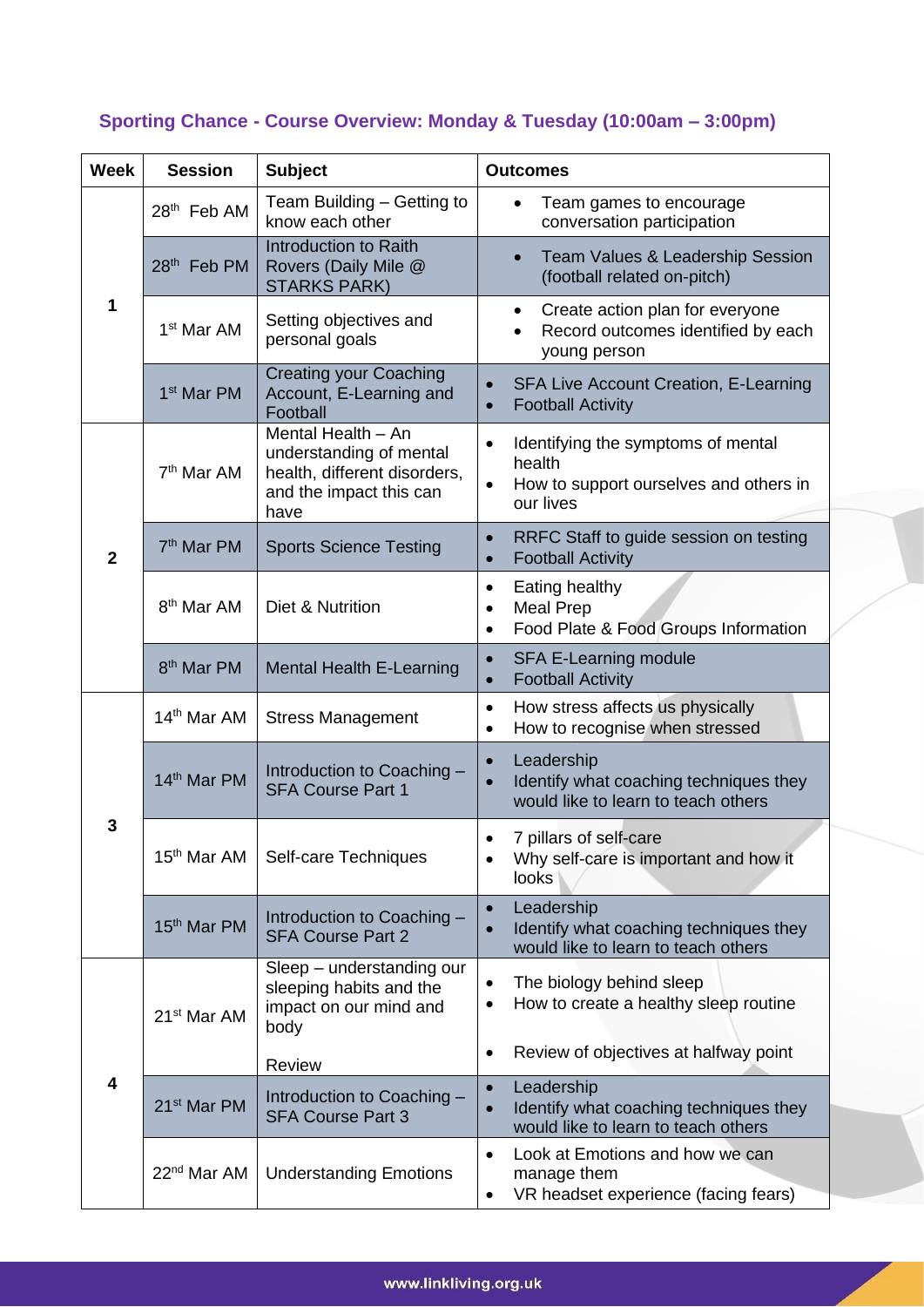## Sporting Chance - Course Overview: Monday & Tuesday (10:00am – 3:00pm)

| Week | Session | Subject | Outcomes |
|---|---|---|---|
| 1 | 28th Feb AM | Team Building – Getting to know each other | • Team games to encourage conversation participation |
| | 28th Feb PM | Introduction to Raith Rovers (Daily Mile @ STARKS PARK) | • Team Values & Leadership Session (football related on-pitch) |
| | 1st Mar AM | Setting objectives and personal goals | • Create action plan for everyone<br>• Record outcomes identified by each young person |
| | 1st Mar PM | Creating your Coaching Account, E-Learning and Football | • SFA Live Account Creation, E-Learning<br>• Football Activity |
| 2 | 7th Mar AM | Mental Health – An understanding of mental health, different disorders, and the impact this can have | • Identifying the symptoms of mental health<br>• How to support ourselves and others in our lives |
| | 7th Mar PM | Sports Science Testing | • RRFC Staff to guide session on testing<br>• Football Activity |
| | 8th Mar AM | Diet & Nutrition | • Eating healthy<br>• Meal Prep<br>• Food Plate & Food Groups Information |
| | 8th Mar PM | Mental Health E-Learning | • SFA E-Learning module<br>• Football Activity |
| 3 | 14th Mar AM | Stress Management | • How stress affects us physically<br>• How to recognise when stressed |
| | 14th Mar PM | Introduction to Coaching – SFA Course Part 1 | • Leadership<br>• Identify what coaching techniques they would like to learn to teach others |
| | 15th Mar AM | Self-care Techniques | • 7 pillars of self-care<br>• Why self-care is important and how it looks |
| | 15th Mar PM | Introduction to Coaching – SFA Course Part 2 | • Leadership<br>• Identify what coaching techniques they would like to learn to teach others |
| 4 | 21st Mar AM | Sleep – understanding our sleeping habits and the impact on our mind and body<br><br>Review | • The biology behind sleep<br>• How to create a healthy sleep routine<br><br>• Review of objectives at halfway point |
| | 21st Mar PM | Introduction to Coaching – SFA Course Part 3 | • Leadership<br>• Identify what coaching techniques they would like to learn to teach others |
| | 22nd Mar AM | Understanding Emotions | • Look at Emotions and how we can manage them<br>• VR headset experience (facing fears) |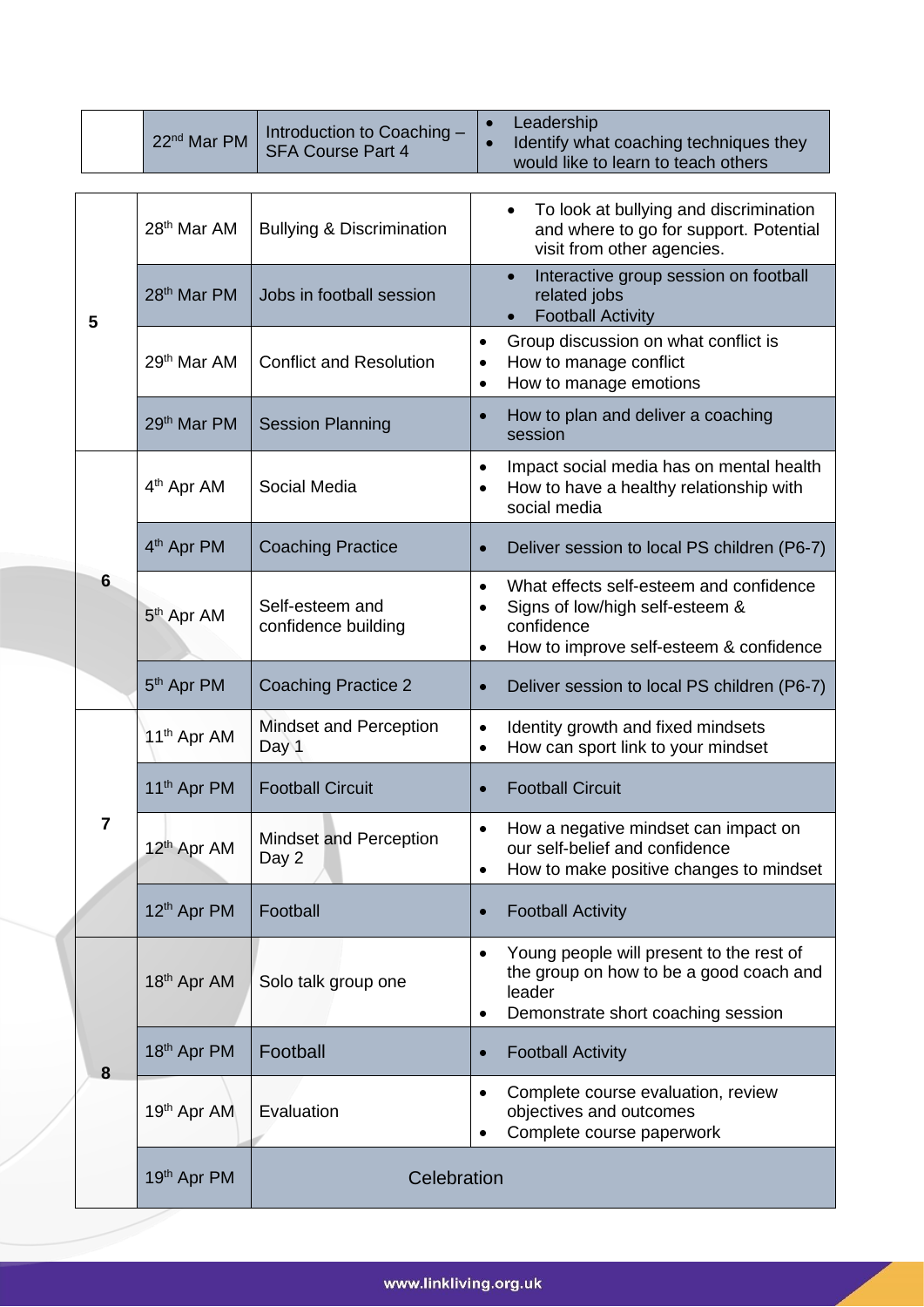| Week | Date | Session | Content |
|---|---|---|---|
| | 22nd Mar PM | Introduction to Coaching – SFA Course Part 4 | • Leadership<br>• Identify what coaching techniques they would like to learn to teach others |
| 5 | 28th Mar AM | Bullying & Discrimination | • To look at bullying and discrimination and where to go for support. Potential visit from other agencies. |
| | 28th Mar PM | Jobs in football session | • Interactive group session on football related jobs<br>• Football Activity |
| | 29th Mar AM | Conflict and Resolution | • Group discussion on what conflict is<br>• How to manage conflict<br>• How to manage emotions |
| | 29th Mar PM | Session Planning | • How to plan and deliver a coaching session |
| 6 | 4th Apr AM | Social Media | • Impact social media has on mental health<br>• How to have a healthy relationship with social media |
| | 4th Apr PM | Coaching Practice | • Deliver session to local PS children (P6-7) |
| | 5th Apr AM | Self-esteem and confidence building | • What effects self-esteem and confidence<br>• Signs of low/high self-esteem & confidence<br>• How to improve self-esteem & confidence |
| | 5th Apr PM | Coaching Practice 2 | • Deliver session to local PS children (P6-7) |
| 7 | 11th Apr AM | Mindset and Perception Day 1 | • Identity growth and fixed mindsets<br>• How can sport link to your mindset |
| | 11th Apr PM | Football Circuit | • Football Circuit |
| | 12th Apr AM | Mindset and Perception Day 2 | • How a negative mindset can impact on our self-belief and confidence<br>• How to make positive changes to mindset |
| | 12th Apr PM | Football | • Football Activity |
| 8 | 18th Apr AM | Solo talk group one | • Young people will present to the rest of the group on how to be a good coach and leader<br>• Demonstrate short coaching session |
| | 18th Apr PM | Football | • Football Activity |
| | 19th Apr AM | Evaluation | • Complete course evaluation, review objectives and outcomes<br>• Complete course paperwork |
| | 19th Apr PM | Celebration | |